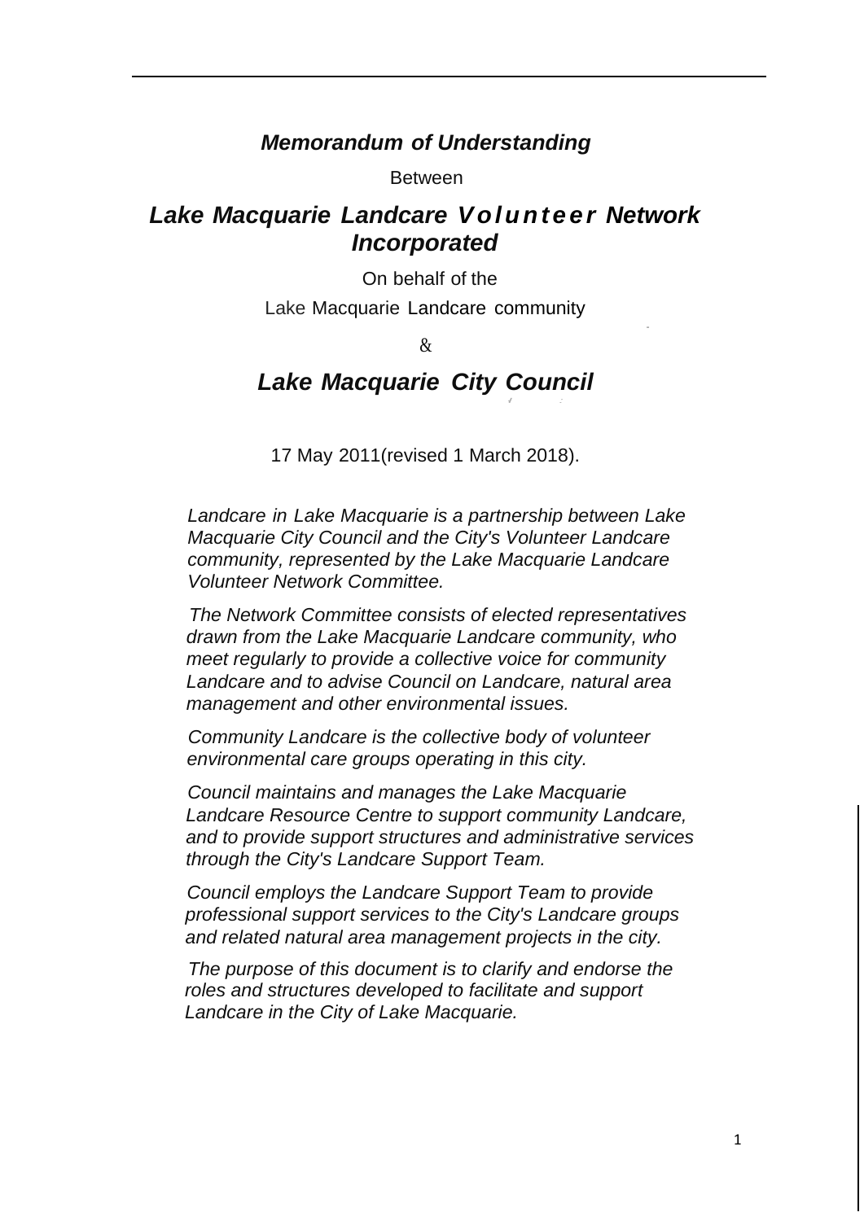***Memorandum of Understanding***

Between

# *Lake Macquarie Landcare Volunteer Network Incorporated*

On behalf of the

Lake Macquarie Landcare community

&

# *Lake Macquarie City Council*

17 May 2011(revised 1 March 2018).

*Landcare in Lake Macquarie is a partnership between Lake Macquarie City Council and the City's Volunteer Landcare community, represented by the Lake Macquarie Landcare Volunteer Network Committee.*

*The Network Committee consists of elected representatives drawn from the Lake Macquarie Landcare community, who meet regularly to provide a collective voice for community Landcare and to advise Council on Landcare, natural area management and other environmental issues.*

*Community Landcare is the collective body of volunteer environmental care groups operating in this city.*

*Council maintains and manages the Lake Macquarie Landcare Resource Centre to support community Landcare, and to provide support structures and administrative services through the City's Landcare Support Team.*

*Council employs the Landcare Support Team to provide professional support services to the City's Landcare groups and related natural area management projects in the city.*

*The purpose of this document is to clarify and endorse the roles and structures developed to facilitate and support Landcare in the City of Lake Macquarie.*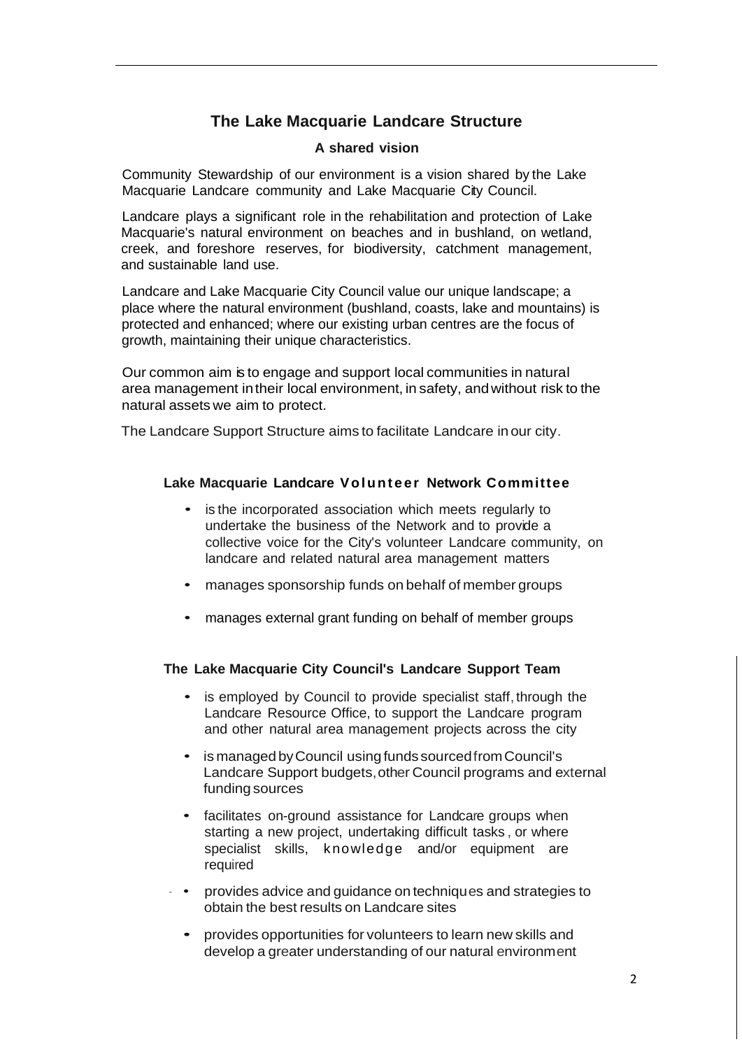## The Lake Macquarie Landcare Structure

### A shared vision

Community Stewardship of our environment is a vision shared by the Lake Macquarie Landcare community and Lake Macquarie City Council.

Landcare plays a significant role in the rehabilitation and protection of Lake Macquarie's natural environment on beaches and in bushland, on wetland, creek, and foreshore reserves, for biodiversity, catchment management, and sustainable land use.

Landcare and Lake Macquarie City Council value our unique landscape; a place where the natural environment (bushland, coasts, lake and mountains) is protected and enhanced; where our existing urban centres are the focus of growth, maintaining their unique characteristics.

Our common aim is to engage and support local communities in natural area management in their local environment, in safety, and without risk to the natural assets we aim to protect.

The Landcare Support Structure aims to facilitate Landcare in our city.

#### Lake Macquarie Landcare Volunteer Network Committee

- is the incorporated association which meets regularly to undertake the business of the Network and to provide a collective voice for the City's volunteer Landcare community, on landcare and related natural area management matters
- manages sponsorship funds on behalf of member groups
- manages external grant funding on behalf of member groups

#### The Lake Macquarie City Council's Landcare Support Team

- is employed by Council to provide specialist staff, through the Landcare Resource Office, to support the Landcare program and other natural area management projects across the city
- is managed by Council using funds sourced from Council's Landcare Support budgets, other Council programs and external funding sources
- facilitates on-ground assistance for Landcare groups when starting a new project, undertaking difficult tasks, or where specialist skills, knowledge and/or equipment are required
- provides advice and guidance on techniques and strategies to obtain the best results on Landcare sites
- provides opportunities for volunteers to learn new skills and develop a greater understanding of our natural environment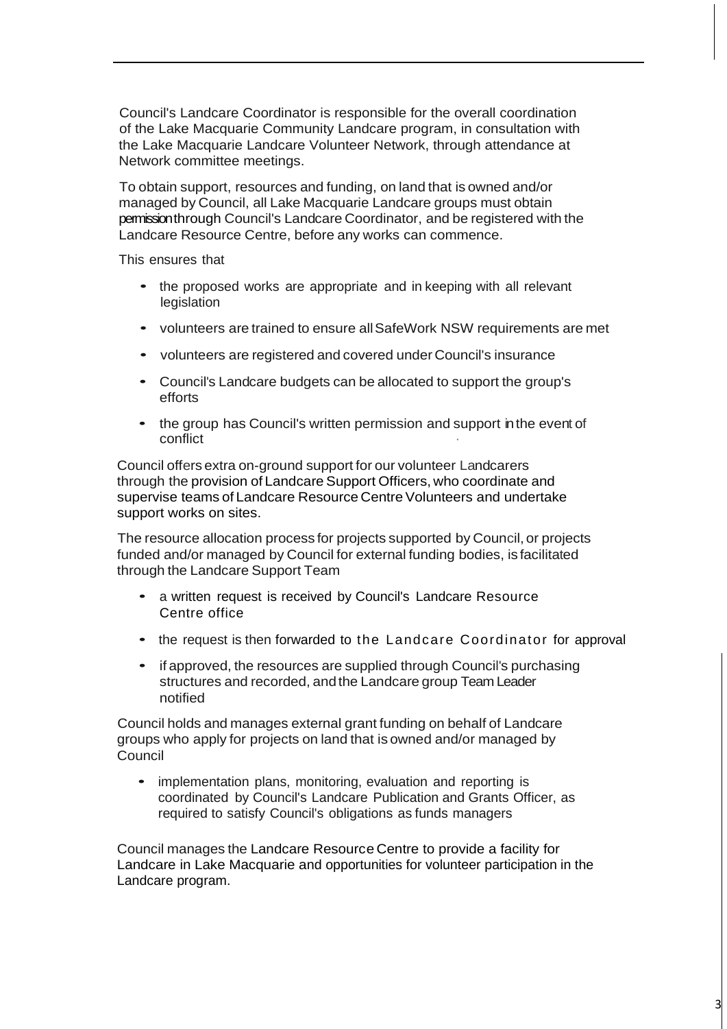Council's Landcare Coordinator is responsible for the overall coordination of the Lake Macquarie Community Landcare program, in consultation with the Lake Macquarie Landcare Volunteer Network, through attendance at Network committee meetings.

To obtain support, resources and funding, on land that is owned and/or managed by Council, all Lake Macquarie Landcare groups must obtain permission through Council's Landcare Coordinator, and be registered with the Landcare Resource Centre, before any works can commence.

This ensures that

- the proposed works are appropriate and in keeping with all relevant legislation
- volunteers are trained to ensure all SafeWork NSW requirements are met
- volunteers are registered and covered under Council's insurance
- Council's Landcare budgets can be allocated to support the group's efforts
- the group has Council's written permission and support in the event of conflict

Council offers extra on-ground support for our volunteer Landcarers through the provision of Landcare Support Officers, who coordinate and supervise teams of Landcare Resource Centre Volunteers and undertake support works on sites.

The resource allocation process for projects supported by Council, or projects funded and/or managed by Council for external funding bodies, is facilitated through the Landcare Support Team

- a written request is received by Council's Landcare Resource Centre office
- the request is then forwarded to the Landcare Coordinator for approval
- if approved, the resources are supplied through Council's purchasing structures and recorded, and the Landcare group Team Leader notified

Council holds and manages external grant funding on behalf of Landcare groups who apply for projects on land that is owned and/or managed by Council

- implementation plans, monitoring, evaluation and reporting is coordinated by Council's Landcare Publication and Grants Officer, as required to satisfy Council's obligations as funds managers

Council manages the Landcare Resource Centre to provide a facility for Landcare in Lake Macquarie and opportunities for volunteer participation in the Landcare program.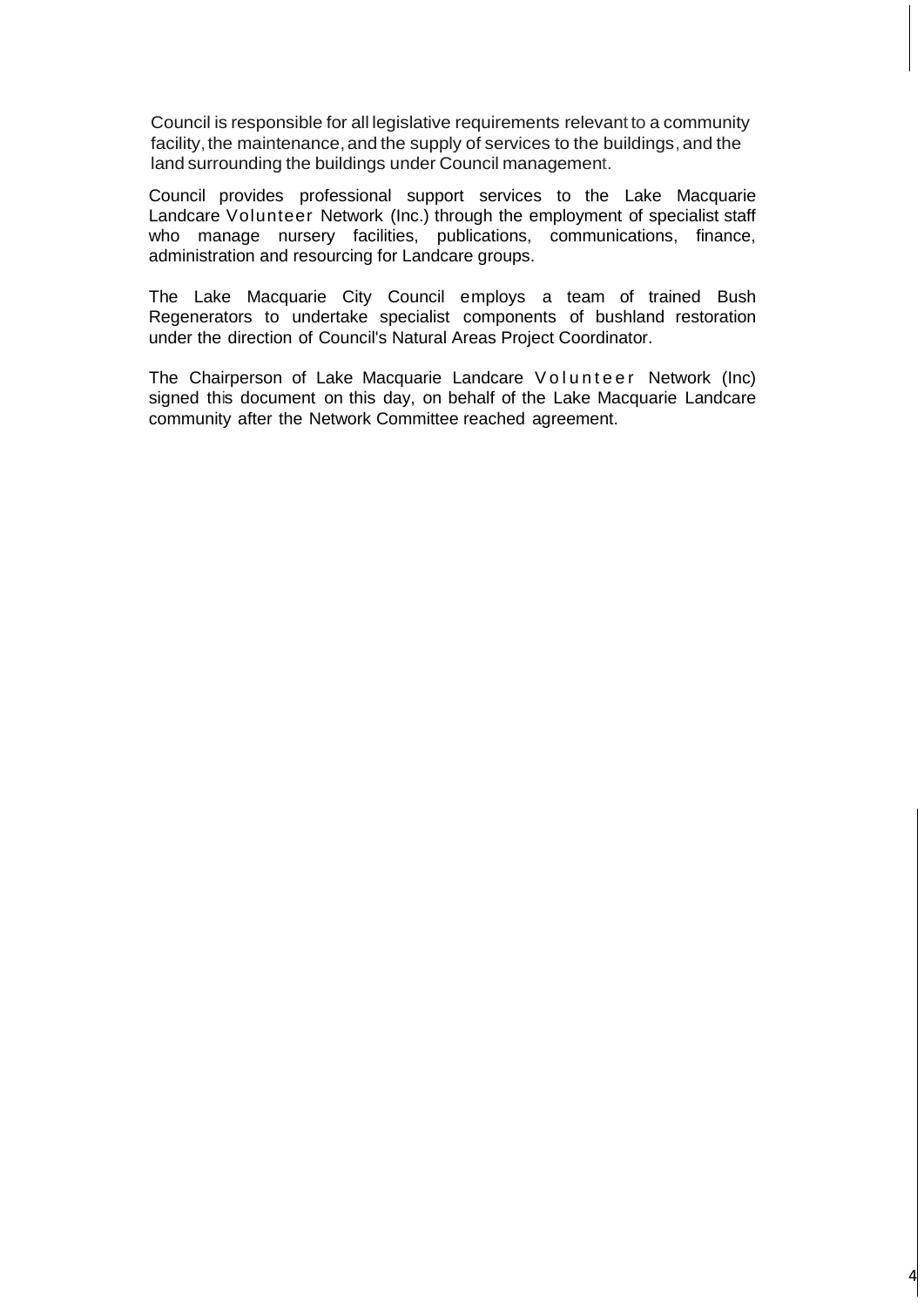Council is responsible for all legislative requirements relevant to a community facility, the maintenance, and the supply of services to the buildings, and the land surrounding the buildings under Council management.

Council provides professional support services to the Lake Macquarie Landcare Volunteer Network (Inc.) through the employment of specialist staff who manage nursery facilities, publications, communications, finance, administration and resourcing for Landcare groups.

The Lake Macquarie City Council employs a team of trained Bush Regenerators to undertake specialist components of bushland restoration under the direction of Council's Natural Areas Project Coordinator.

The Chairperson of Lake Macquarie Landcare Volunteer Network (Inc) signed this document on this day, on behalf of the Lake Macquarie Landcare community after the Network Committee reached agreement.